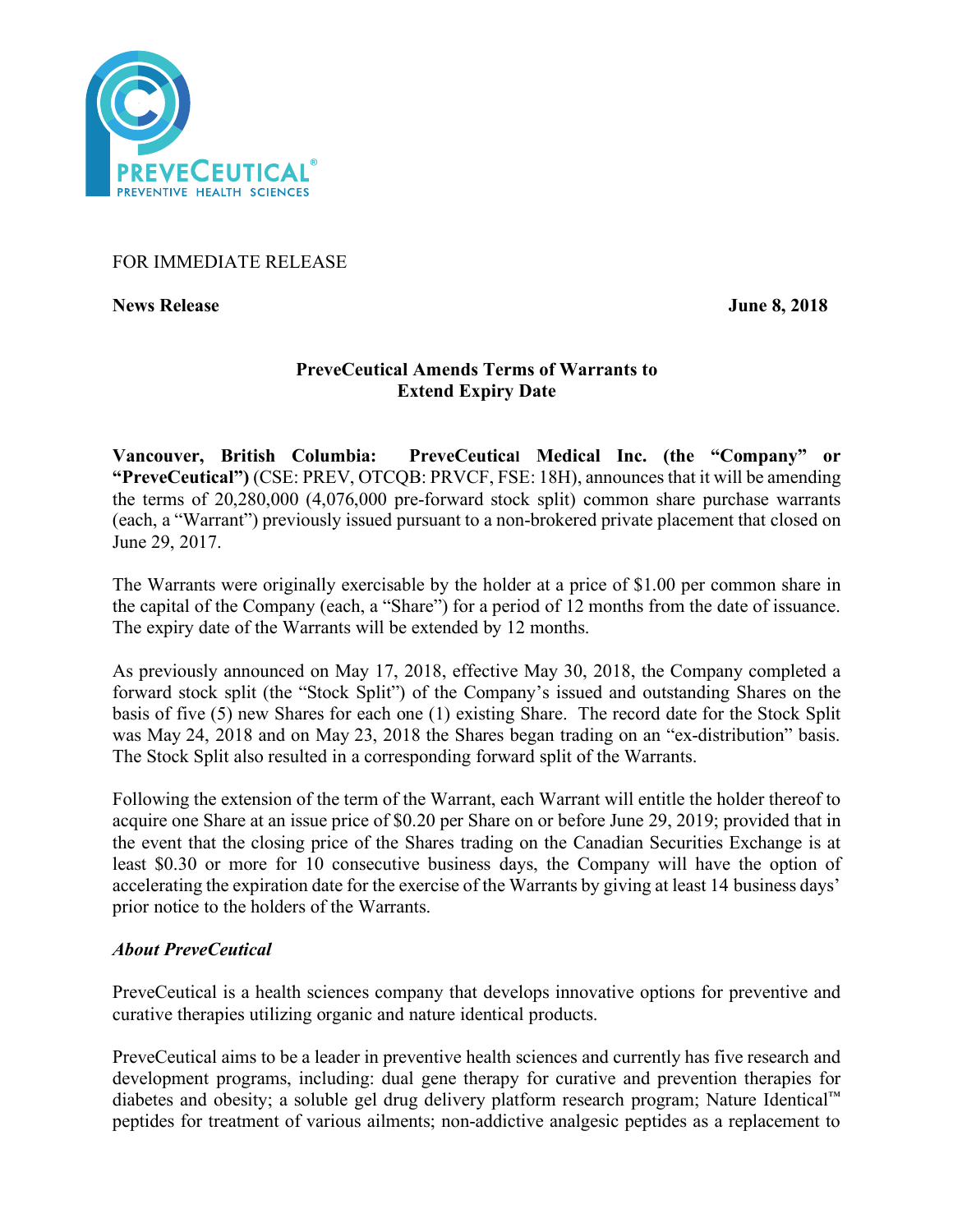FOR IMMEDIATE RELEASE

**News Release** **June 8, 2018**

## PreveCeutical Amends Terms of Warrants to Extend Expiry Date

**Vancouver, British Columbia: PreveCeutical Medical Inc. (the "Company" or "PreveCeutical")** (CSE: PREV, OTCQB: PRVCF, FSE: 18H), announces that it will be amending the terms of 20,280,000 (4,076,000 pre-forward stock split) common share purchase warrants (each, a "Warrant") previously issued pursuant to a non-brokered private placement that closed on June 29, 2017.

The Warrants were originally exercisable by the holder at a price of $1.00 per common share in the capital of the Company (each, a "Share") for a period of 12 months from the date of issuance. The expiry date of the Warrants will be extended by 12 months.

As previously announced on May 17, 2018, effective May 30, 2018, the Company completed a forward stock split (the "Stock Split") of the Company's issued and outstanding Shares on the basis of five (5) new Shares for each one (1) existing Share. The record date for the Stock Split was May 24, 2018 and on May 23, 2018 the Shares began trading on an "ex-distribution" basis. The Stock Split also resulted in a corresponding forward split of the Warrants.

Following the extension of the term of the Warrant, each Warrant will entitle the holder thereof to acquire one Share at an issue price of $0.20 per Share on or before June 29, 2019; provided that in the event that the closing price of the Shares trading on the Canadian Securities Exchange is at least $0.30 or more for 10 consecutive business days, the Company will have the option of accelerating the expiration date for the exercise of the Warrants by giving at least 14 business days' prior notice to the holders of the Warrants.

### *About PreveCeutical*

PreveCeutical is a health sciences company that develops innovative options for preventive and curative therapies utilizing organic and nature identical products.

PreveCeutical aims to be a leader in preventive health sciences and currently has five research and development programs, including: dual gene therapy for curative and prevention therapies for diabetes and obesity; a soluble gel drug delivery platform research program; Nature Identical™ peptides for treatment of various ailments; non-addictive analgesic peptides as a replacement to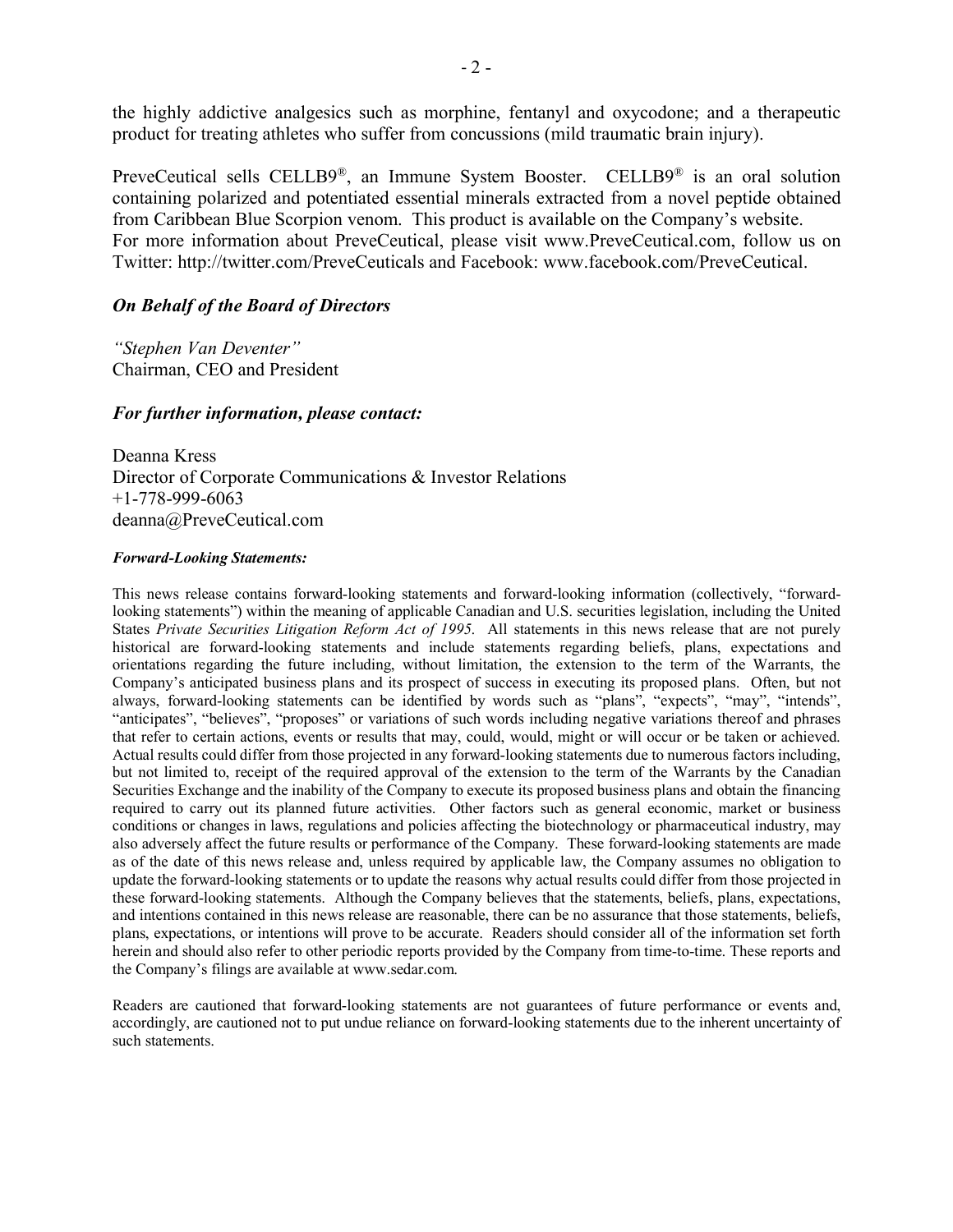the highly addictive analgesics such as morphine, fentanyl and oxycodone; and a therapeutic product for treating athletes who suffer from concussions (mild traumatic brain injury).

PreveCeutical sells CELLB9®, an Immune System Booster. CELLB9® is an oral solution containing polarized and potentiated essential minerals extracted from a novel peptide obtained from Caribbean Blue Scorpion venom. This product is available on the Company's website.
For more information about PreveCeutical, please visit www.PreveCeutical.com, follow us on Twitter: http://twitter.com/PreveCeuticals and Facebook: www.facebook.com/PreveCeutical.

***On Behalf of the Board of Directors***

*"Stephen Van Deventer"*
Chairman, CEO and President

***For further information, please contact:***

Deanna Kress
Director of Corporate Communications & Investor Relations
+1-778-999-6063
deanna@PreveCeutical.com

***Forward-Looking Statements:***

This news release contains forward-looking statements and forward-looking information (collectively, "forward-looking statements") within the meaning of applicable Canadian and U.S. securities legislation, including the United States *Private Securities Litigation Reform Act of 1995*. All statements in this news release that are not purely historical are forward-looking statements and include statements regarding beliefs, plans, expectations and orientations regarding the future including, without limitation, the extension to the term of the Warrants, the Company's anticipated business plans and its prospect of success in executing its proposed plans. Often, but not always, forward-looking statements can be identified by words such as "plans", "expects", "may", "intends", "anticipates", "believes", "proposes" or variations of such words including negative variations thereof and phrases that refer to certain actions, events or results that may, could, would, might or will occur or be taken or achieved. Actual results could differ from those projected in any forward-looking statements due to numerous factors including, but not limited to, receipt of the required approval of the extension to the term of the Warrants by the Canadian Securities Exchange and the inability of the Company to execute its proposed business plans and obtain the financing required to carry out its planned future activities. Other factors such as general economic, market or business conditions or changes in laws, regulations and policies affecting the biotechnology or pharmaceutical industry, may also adversely affect the future results or performance of the Company. These forward-looking statements are made as of the date of this news release and, unless required by applicable law, the Company assumes no obligation to update the forward-looking statements or to update the reasons why actual results could differ from those projected in these forward-looking statements. Although the Company believes that the statements, beliefs, plans, expectations, and intentions contained in this news release are reasonable, there can be no assurance that those statements, beliefs, plans, expectations, or intentions will prove to be accurate. Readers should consider all of the information set forth herein and should also refer to other periodic reports provided by the Company from time-to-time. These reports and the Company's filings are available at www.sedar.com.

Readers are cautioned that forward-looking statements are not guarantees of future performance or events and, accordingly, are cautioned not to put undue reliance on forward-looking statements due to the inherent uncertainty of such statements.